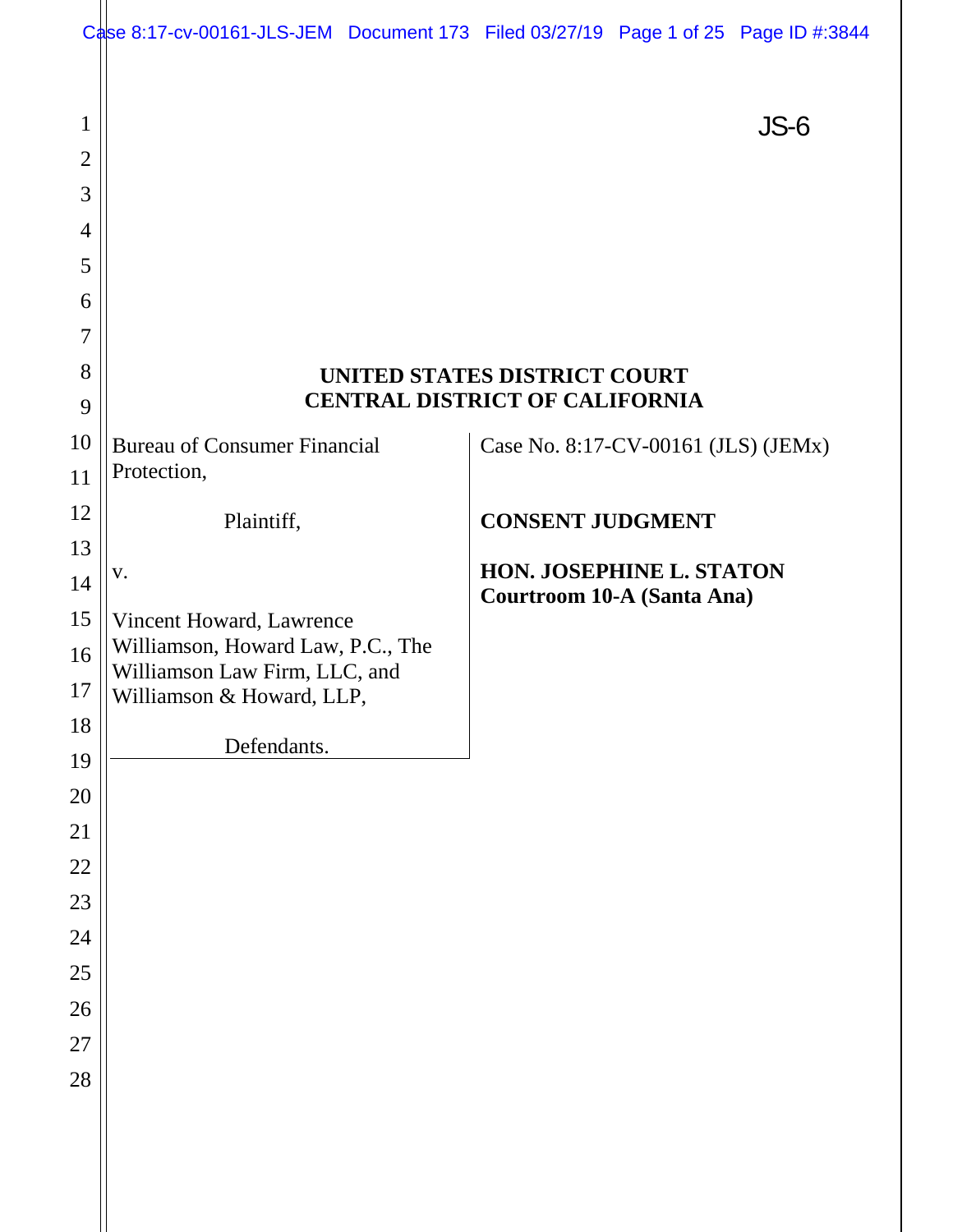JS-6

**UNITED STATES DISTRICT COURT**
**CENTRAL DISTRICT OF CALIFORNIA**

| | |
|---|---|
| Bureau of Consumer Financial Protection,<br><br>Plaintiff,<br><br>v.<br><br>Vincent Howard, Lawrence Williamson, Howard Law, P.C., The Williamson Law Firm, LLC, and Williamson & Howard, LLP,<br><br>Defendants. | Case No. 8:17-CV-00161 (JLS) (JEMx)<br><br>**CONSENT JUDGMENT**<br><br>**HON. JOSEPHINE L. STATON**<br>**Courtroom 10-A (Santa Ana)** |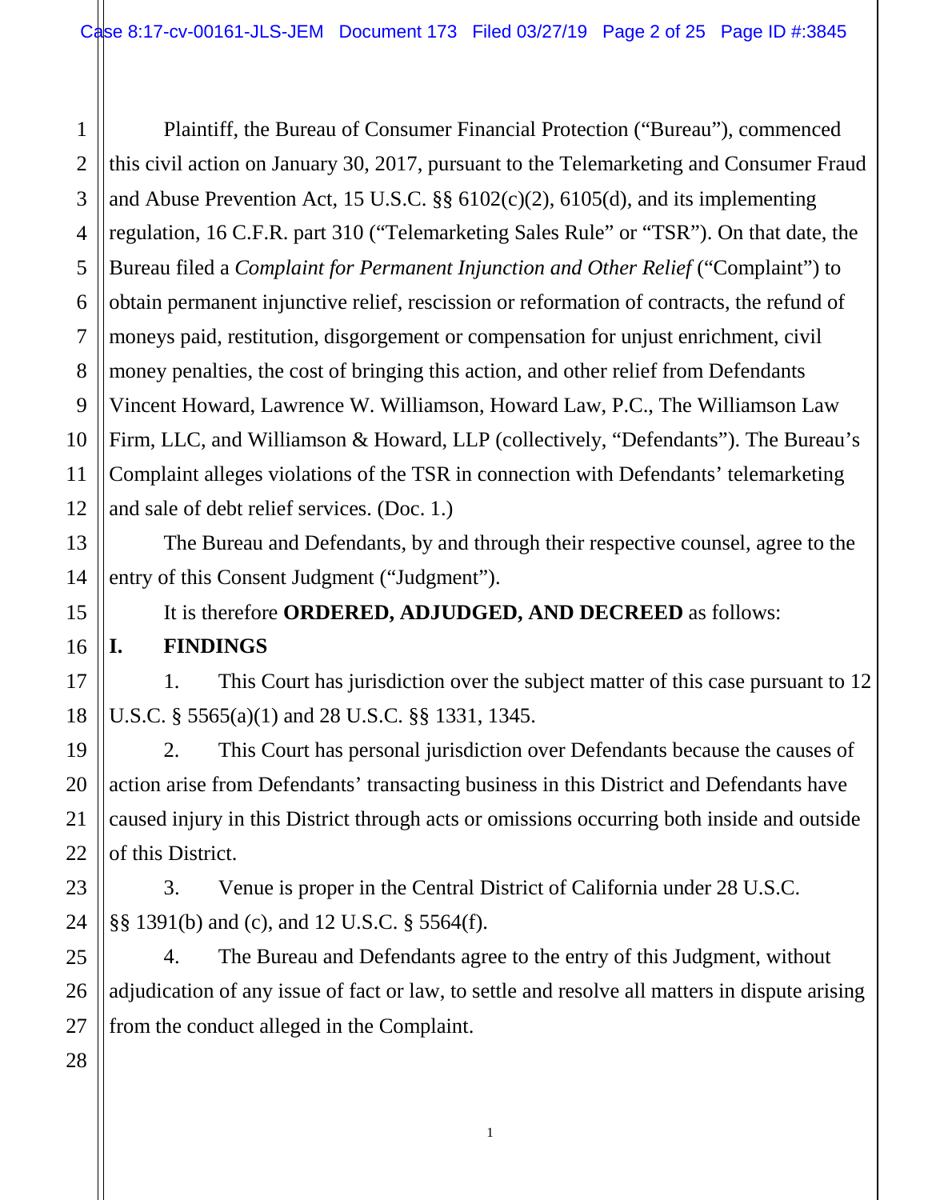Plaintiff, the Bureau of Consumer Financial Protection ("Bureau"), commenced this civil action on January 30, 2017, pursuant to the Telemarketing and Consumer Fraud and Abuse Prevention Act, 15 U.S.C. §§ 6102(c)(2), 6105(d), and its implementing regulation, 16 C.F.R. part 310 ("Telemarketing Sales Rule" or "TSR"). On that date, the Bureau filed a *Complaint for Permanent Injunction and Other Relief* ("Complaint") to obtain permanent injunctive relief, rescission or reformation of contracts, the refund of moneys paid, restitution, disgorgement or compensation for unjust enrichment, civil money penalties, the cost of bringing this action, and other relief from Defendants Vincent Howard, Lawrence W. Williamson, Howard Law, P.C., The Williamson Law Firm, LLC, and Williamson & Howard, LLP (collectively, "Defendants"). The Bureau's Complaint alleges violations of the TSR in connection with Defendants' telemarketing and sale of debt relief services. (Doc. 1.)

The Bureau and Defendants, by and through their respective counsel, agree to the entry of this Consent Judgment ("Judgment").

It is therefore **ORDERED, ADJUDGED, AND DECREED** as follows:

## I. FINDINGS

1. This Court has jurisdiction over the subject matter of this case pursuant to 12 U.S.C. § 5565(a)(1) and 28 U.S.C. §§ 1331, 1345.

2. This Court has personal jurisdiction over Defendants because the causes of action arise from Defendants' transacting business in this District and Defendants have caused injury in this District through acts or omissions occurring both inside and outside of this District.

3. Venue is proper in the Central District of California under 28 U.S.C. §§ 1391(b) and (c), and 12 U.S.C. § 5564(f).

4. The Bureau and Defendants agree to the entry of this Judgment, without adjudication of any issue of fact or law, to settle and resolve all matters in dispute arising from the conduct alleged in the Complaint.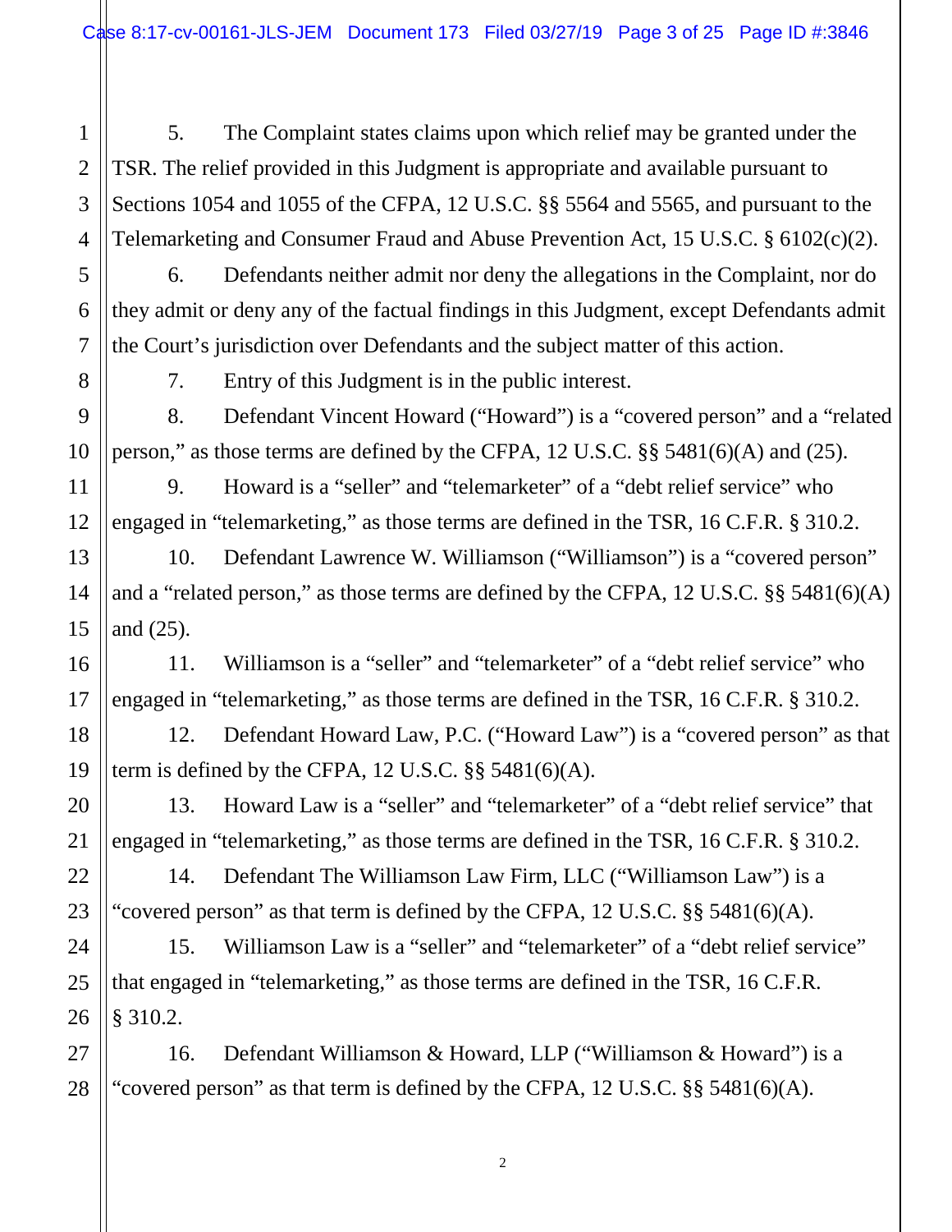5. The Complaint states claims upon which relief may be granted under the TSR. The relief provided in this Judgment is appropriate and available pursuant to Sections 1054 and 1055 of the CFPA, 12 U.S.C. §§ 5564 and 5565, and pursuant to the Telemarketing and Consumer Fraud and Abuse Prevention Act, 15 U.S.C. § 6102(c)(2).

6. Defendants neither admit nor deny the allegations in the Complaint, nor do they admit or deny any of the factual findings in this Judgment, except Defendants admit the Court's jurisdiction over Defendants and the subject matter of this action.

7. Entry of this Judgment is in the public interest.

8. Defendant Vincent Howard ("Howard") is a "covered person" and a "related person," as those terms are defined by the CFPA, 12 U.S.C. §§ 5481(6)(A) and (25).

9. Howard is a "seller" and "telemarketer" of a "debt relief service" who engaged in "telemarketing," as those terms are defined in the TSR, 16 C.F.R. § 310.2.

10. Defendant Lawrence W. Williamson ("Williamson") is a "covered person" and a "related person," as those terms are defined by the CFPA, 12 U.S.C. §§ 5481(6)(A) and (25).

11. Williamson is a "seller" and "telemarketer" of a "debt relief service" who engaged in "telemarketing," as those terms are defined in the TSR, 16 C.F.R. § 310.2.

12. Defendant Howard Law, P.C. ("Howard Law") is a "covered person" as that term is defined by the CFPA, 12 U.S.C. §§ 5481(6)(A).

13. Howard Law is a "seller" and "telemarketer" of a "debt relief service" that engaged in "telemarketing," as those terms are defined in the TSR, 16 C.F.R. § 310.2.

14. Defendant The Williamson Law Firm, LLC ("Williamson Law") is a "covered person" as that term is defined by the CFPA, 12 U.S.C. §§ 5481(6)(A).

15. Williamson Law is a "seller" and "telemarketer" of a "debt relief service" that engaged in "telemarketing," as those terms are defined in the TSR, 16 C.F.R. § 310.2.

16. Defendant Williamson & Howard, LLP ("Williamson & Howard") is a "covered person" as that term is defined by the CFPA, 12 U.S.C. §§ 5481(6)(A).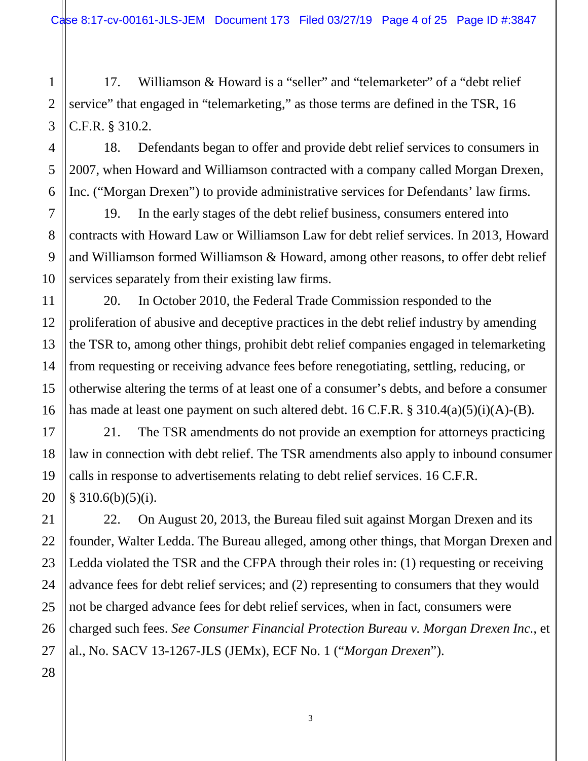17. Williamson & Howard is a "seller" and "telemarketer" of a "debt relief service" that engaged in "telemarketing," as those terms are defined in the TSR, 16 C.F.R. § 310.2.

18. Defendants began to offer and provide debt relief services to consumers in 2007, when Howard and Williamson contracted with a company called Morgan Drexen, Inc. ("Morgan Drexen") to provide administrative services for Defendants' law firms.

19. In the early stages of the debt relief business, consumers entered into contracts with Howard Law or Williamson Law for debt relief services. In 2013, Howard and Williamson formed Williamson & Howard, among other reasons, to offer debt relief services separately from their existing law firms.

20. In October 2010, the Federal Trade Commission responded to the proliferation of abusive and deceptive practices in the debt relief industry by amending the TSR to, among other things, prohibit debt relief companies engaged in telemarketing from requesting or receiving advance fees before renegotiating, settling, reducing, or otherwise altering the terms of at least one of a consumer's debts, and before a consumer has made at least one payment on such altered debt. 16 C.F.R. § 310.4(a)(5)(i)(A)-(B).

21. The TSR amendments do not provide an exemption for attorneys practicing law in connection with debt relief. The TSR amendments also apply to inbound consumer calls in response to advertisements relating to debt relief services. 16 C.F.R. § 310.6(b)(5)(i).

22. On August 20, 2013, the Bureau filed suit against Morgan Drexen and its founder, Walter Ledda. The Bureau alleged, among other things, that Morgan Drexen and Ledda violated the TSR and the CFPA through their roles in: (1) requesting or receiving advance fees for debt relief services; and (2) representing to consumers that they would not be charged advance fees for debt relief services, when in fact, consumers were charged such fees. *See Consumer Financial Protection Bureau v. Morgan Drexen Inc.,* et al., No. SACV 13-1267-JLS (JEMx), ECF No. 1 ("*Morgan Drexen*").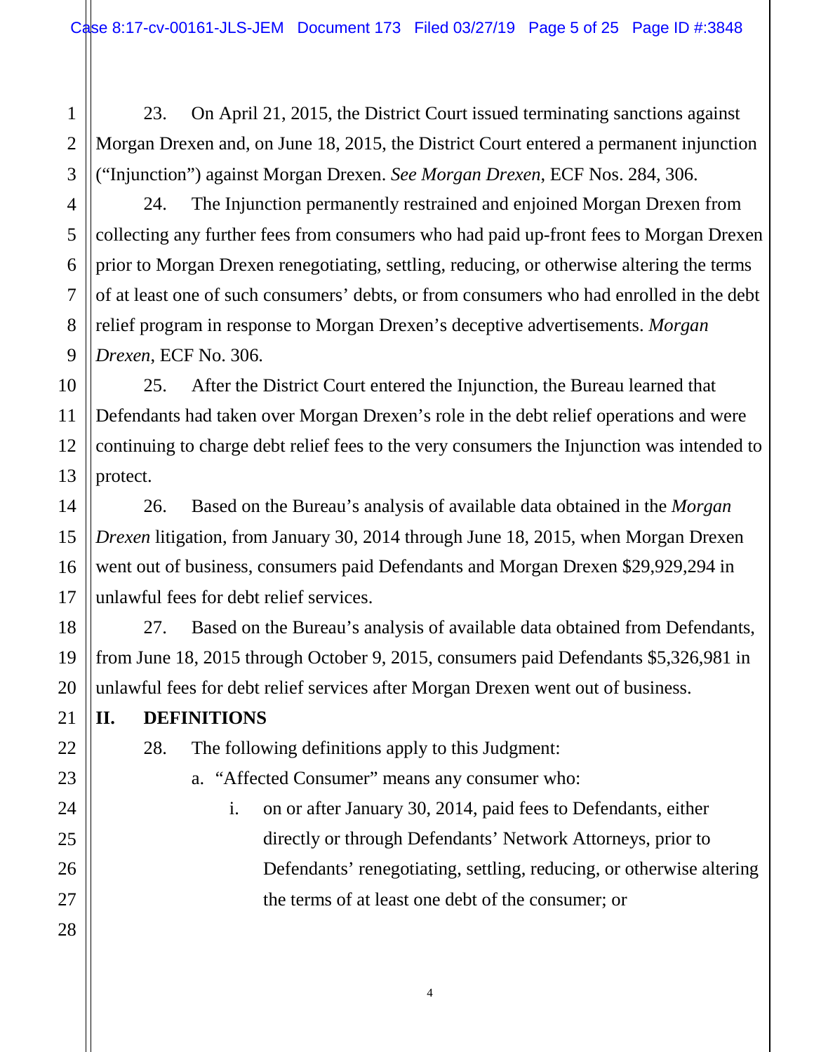23. On April 21, 2015, the District Court issued terminating sanctions against Morgan Drexen and, on June 18, 2015, the District Court entered a permanent injunction ("Injunction") against Morgan Drexen. *See Morgan Drexen*, ECF Nos. 284, 306.

24. The Injunction permanently restrained and enjoined Morgan Drexen from collecting any further fees from consumers who had paid up-front fees to Morgan Drexen prior to Morgan Drexen renegotiating, settling, reducing, or otherwise altering the terms of at least one of such consumers' debts, or from consumers who had enrolled in the debt relief program in response to Morgan Drexen's deceptive advertisements. *Morgan Drexen*, ECF No. 306.

25. After the District Court entered the Injunction, the Bureau learned that Defendants had taken over Morgan Drexen's role in the debt relief operations and were continuing to charge debt relief fees to the very consumers the Injunction was intended to protect.

26. Based on the Bureau's analysis of available data obtained in the *Morgan Drexen* litigation, from January 30, 2014 through June 18, 2015, when Morgan Drexen went out of business, consumers paid Defendants and Morgan Drexen $29,929,294 in unlawful fees for debt relief services.

27. Based on the Bureau's analysis of available data obtained from Defendants, from June 18, 2015 through October 9, 2015, consumers paid Defendants $5,326,981 in unlawful fees for debt relief services after Morgan Drexen went out of business.

## II. DEFINITIONS

28. The following definitions apply to this Judgment:

a. "Affected Consumer" means any consumer who:

i. on or after January 30, 2014, paid fees to Defendants, either directly or through Defendants' Network Attorneys, prior to Defendants' renegotiating, settling, reducing, or otherwise altering the terms of at least one debt of the consumer; or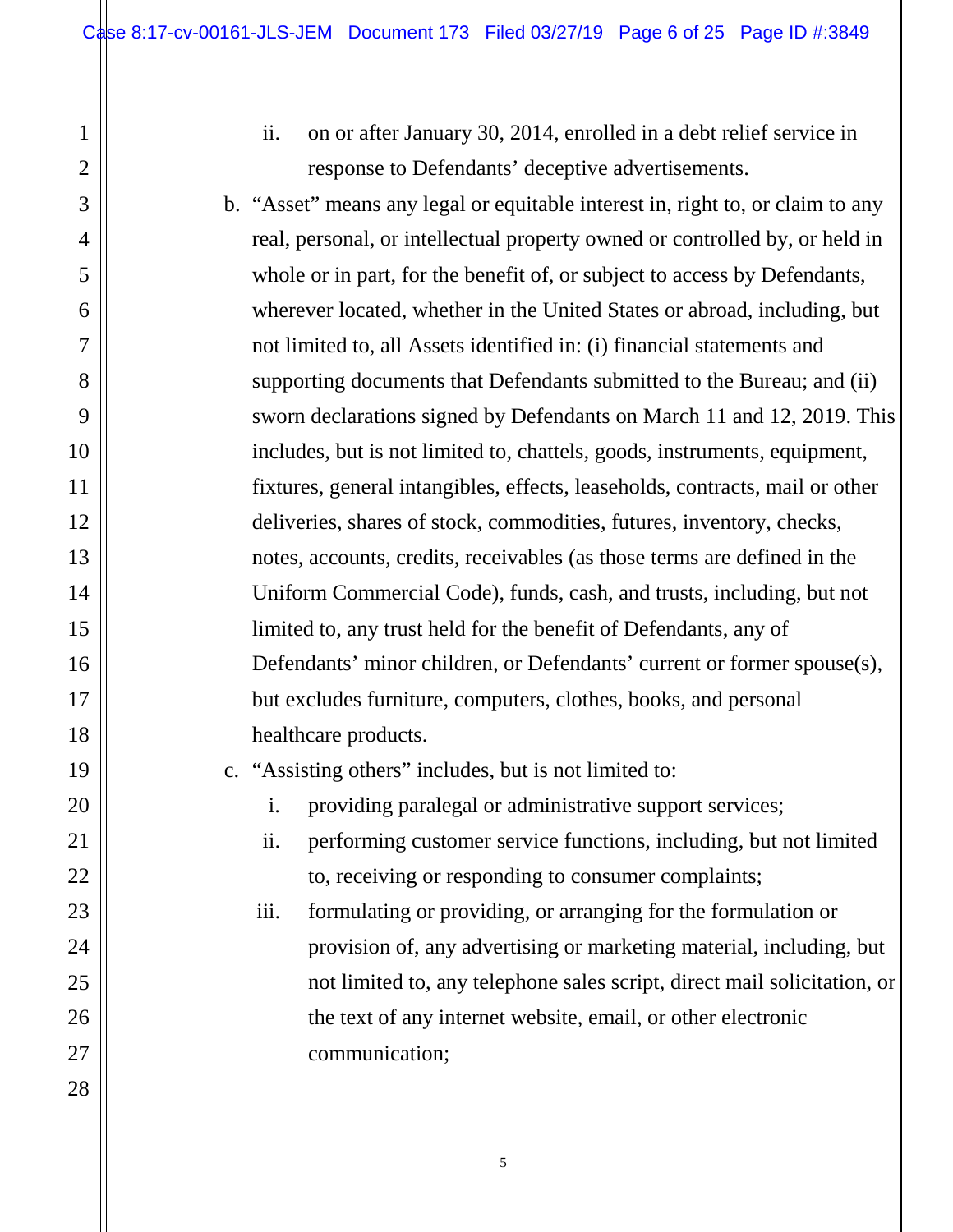ii. on or after January 30, 2014, enrolled in a debt relief service in response to Defendants' deceptive advertisements.

b. "Asset" means any legal or equitable interest in, right to, or claim to any real, personal, or intellectual property owned or controlled by, or held in whole or in part, for the benefit of, or subject to access by Defendants, wherever located, whether in the United States or abroad, including, but not limited to, all Assets identified in: (i) financial statements and supporting documents that Defendants submitted to the Bureau; and (ii) sworn declarations signed by Defendants on March 11 and 12, 2019. This includes, but is not limited to, chattels, goods, instruments, equipment, fixtures, general intangibles, effects, leaseholds, contracts, mail or other deliveries, shares of stock, commodities, futures, inventory, checks, notes, accounts, credits, receivables (as those terms are defined in the Uniform Commercial Code), funds, cash, and trusts, including, but not limited to, any trust held for the benefit of Defendants, any of Defendants' minor children, or Defendants' current or former spouse(s), but excludes furniture, computers, clothes, books, and personal healthcare products.

c. "Assisting others" includes, but is not limited to:

   i. providing paralegal or administrative support services;

   ii. performing customer service functions, including, but not limited to, receiving or responding to consumer complaints;

   iii. formulating or providing, or arranging for the formulation or provision of, any advertising or marketing material, including, but not limited to, any telephone sales script, direct mail solicitation, or the text of any internet website, email, or other electronic communication;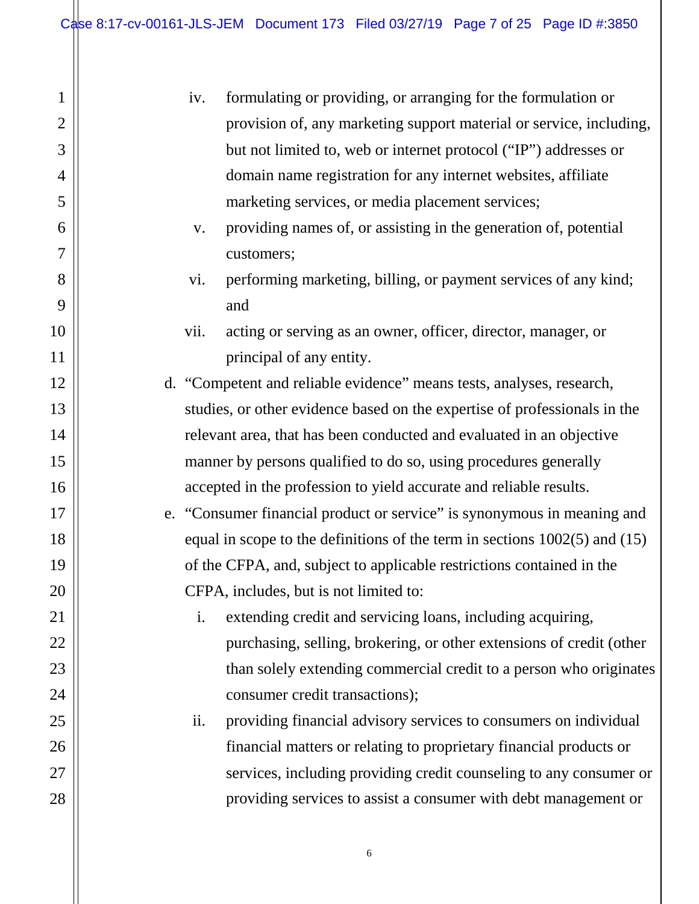iv. formulating or providing, or arranging for the formulation or provision of, any marketing support material or service, including, but not limited to, web or internet protocol ("IP") addresses or domain name registration for any internet websites, affiliate marketing services, or media placement services;

v. providing names of, or assisting in the generation of, potential customers;

vi. performing marketing, billing, or payment services of any kind; and

vii. acting or serving as an owner, officer, director, manager, or principal of any entity.

d. "Competent and reliable evidence" means tests, analyses, research, studies, or other evidence based on the expertise of professionals in the relevant area, that has been conducted and evaluated in an objective manner by persons qualified to do so, using procedures generally accepted in the profession to yield accurate and reliable results.

e. "Consumer financial product or service" is synonymous in meaning and equal in scope to the definitions of the term in sections 1002(5) and (15) of the CFPA, and, subject to applicable restrictions contained in the CFPA, includes, but is not limited to:

i. extending credit and servicing loans, including acquiring, purchasing, selling, brokering, or other extensions of credit (other than solely extending commercial credit to a person who originates consumer credit transactions);

ii. providing financial advisory services to consumers on individual financial matters or relating to proprietary financial products or services, including providing credit counseling to any consumer or providing services to assist a consumer with debt management or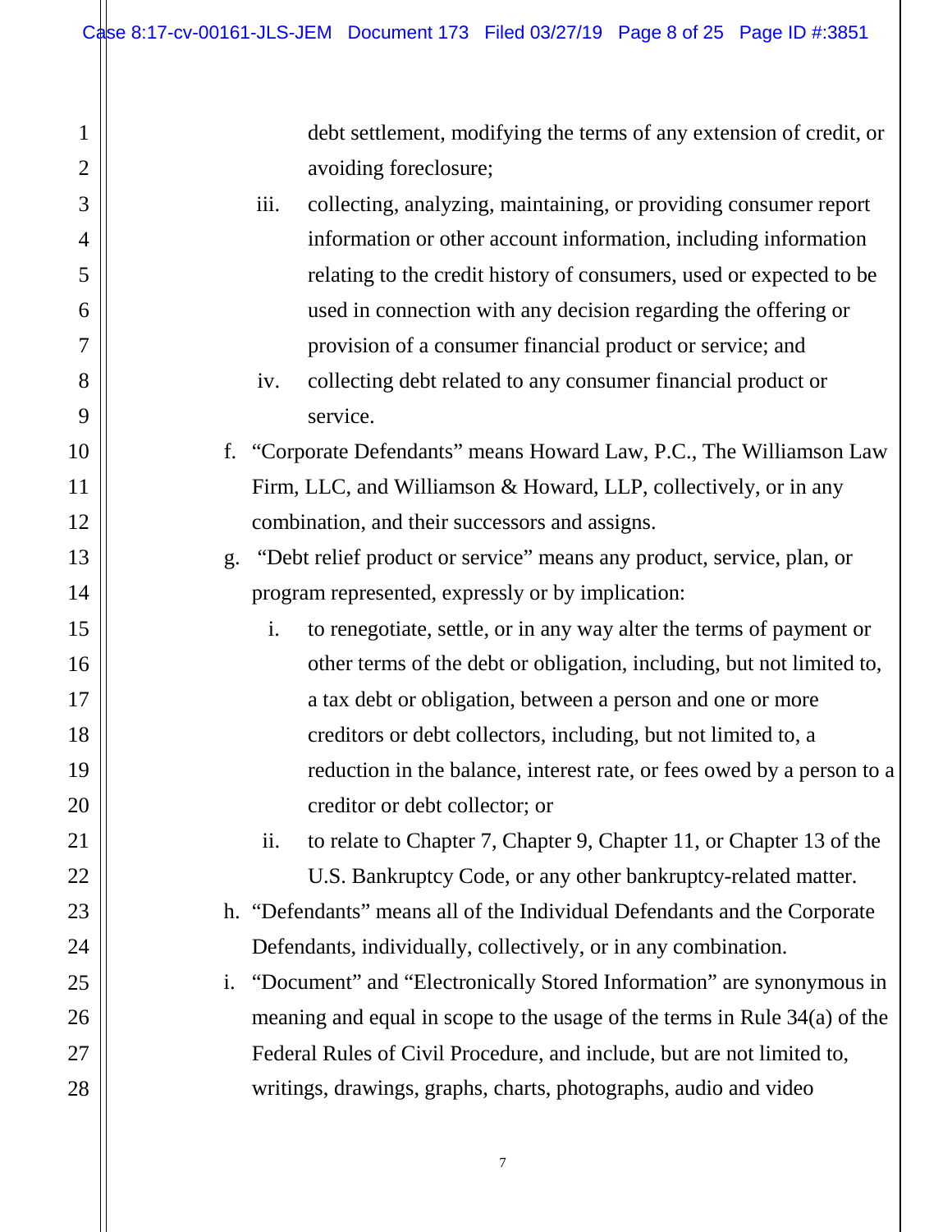debt settlement, modifying the terms of any extension of credit, or avoiding foreclosure;

   iii. collecting, analyzing, maintaining, or providing consumer report information or other account information, including information relating to the credit history of consumers, used or expected to be used in connection with any decision regarding the offering or provision of a consumer financial product or service; and

   iv. collecting debt related to any consumer financial product or service.

f. "Corporate Defendants" means Howard Law, P.C., The Williamson Law Firm, LLC, and Williamson & Howard, LLP, collectively, or in any combination, and their successors and assigns.

g. "Debt relief product or service" means any product, service, plan, or program represented, expressly or by implication:

   i. to renegotiate, settle, or in any way alter the terms of payment or other terms of the debt or obligation, including, but not limited to, a tax debt or obligation, between a person and one or more creditors or debt collectors, including, but not limited to, a reduction in the balance, interest rate, or fees owed by a person to a creditor or debt collector; or

   ii. to relate to Chapter 7, Chapter 9, Chapter 11, or Chapter 13 of the U.S. Bankruptcy Code, or any other bankruptcy-related matter.

h. "Defendants" means all of the Individual Defendants and the Corporate Defendants, individually, collectively, or in any combination.

i. "Document" and "Electronically Stored Information" are synonymous in meaning and equal in scope to the usage of the terms in Rule 34(a) of the Federal Rules of Civil Procedure, and include, but are not limited to, writings, drawings, graphs, charts, photographs, audio and video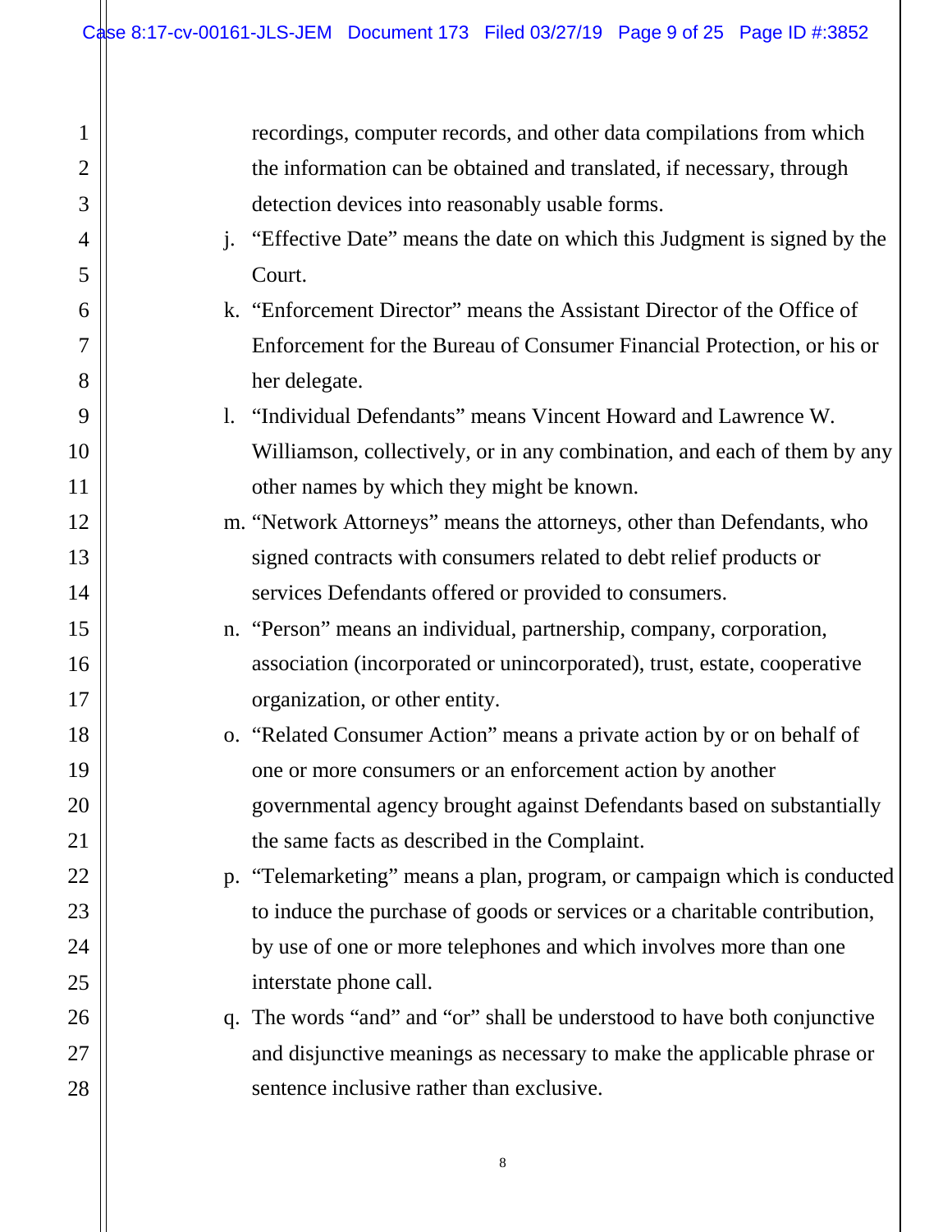recordings, computer records, and other data compilations from which the information can be obtained and translated, if necessary, through detection devices into reasonably usable forms.

j. "Effective Date" means the date on which this Judgment is signed by the Court.

k. "Enforcement Director" means the Assistant Director of the Office of Enforcement for the Bureau of Consumer Financial Protection, or his or her delegate.

l. "Individual Defendants" means Vincent Howard and Lawrence W. Williamson, collectively, or in any combination, and each of them by any other names by which they might be known.

m. "Network Attorneys" means the attorneys, other than Defendants, who signed contracts with consumers related to debt relief products or services Defendants offered or provided to consumers.

n. "Person" means an individual, partnership, company, corporation, association (incorporated or unincorporated), trust, estate, cooperative organization, or other entity.

o. "Related Consumer Action" means a private action by or on behalf of one or more consumers or an enforcement action by another governmental agency brought against Defendants based on substantially the same facts as described in the Complaint.

p. "Telemarketing" means a plan, program, or campaign which is conducted to induce the purchase of goods or services or a charitable contribution, by use of one or more telephones and which involves more than one interstate phone call.

q. The words "and" and "or" shall be understood to have both conjunctive and disjunctive meanings as necessary to make the applicable phrase or sentence inclusive rather than exclusive.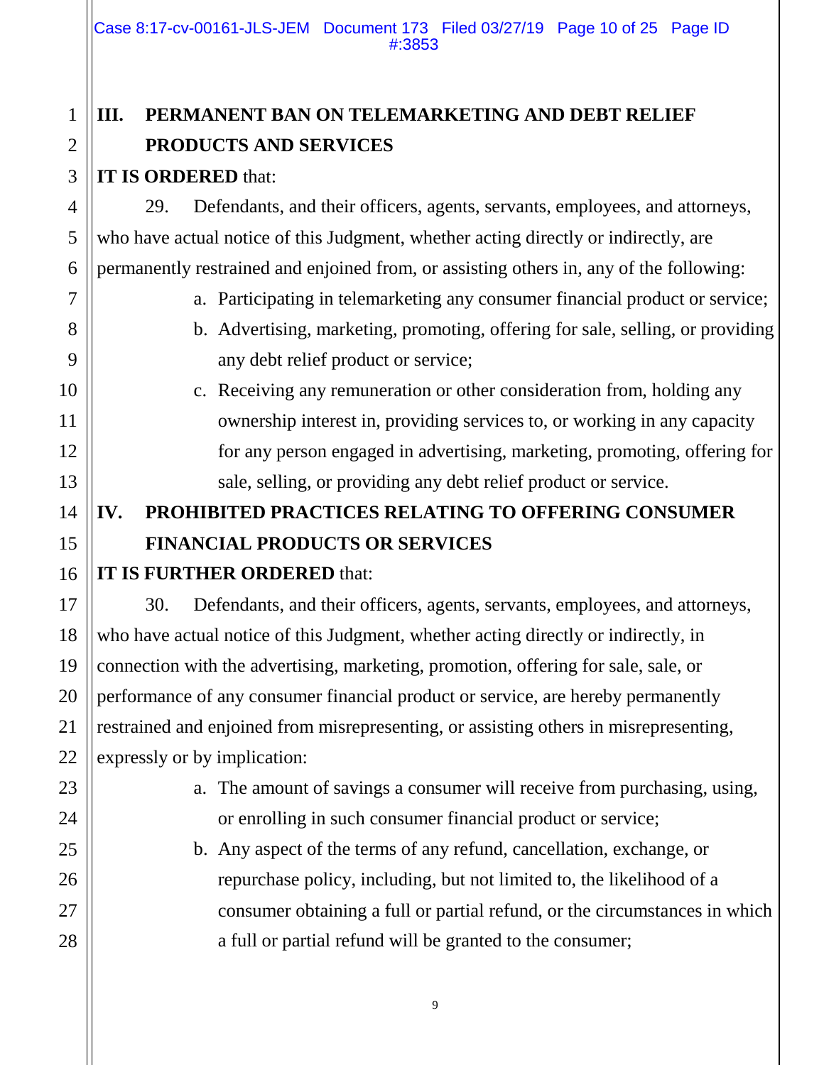## III. PERMANENT BAN ON TELEMARKETING AND DEBT RELIEF PRODUCTS AND SERVICES

**IT IS ORDERED** that:

29. Defendants, and their officers, agents, servants, employees, and attorneys, who have actual notice of this Judgment, whether acting directly or indirectly, are permanently restrained and enjoined from, or assisting others in, any of the following:

a. Participating in telemarketing any consumer financial product or service;

b. Advertising, marketing, promoting, offering for sale, selling, or providing any debt relief product or service;

c. Receiving any remuneration or other consideration from, holding any ownership interest in, providing services to, or working in any capacity for any person engaged in advertising, marketing, promoting, offering for sale, selling, or providing any debt relief product or service.

## IV. PROHIBITED PRACTICES RELATING TO OFFERING CONSUMER FINANCIAL PRODUCTS OR SERVICES

**IT IS FURTHER ORDERED** that:

30. Defendants, and their officers, agents, servants, employees, and attorneys, who have actual notice of this Judgment, whether acting directly or indirectly, in connection with the advertising, marketing, promotion, offering for sale, sale, or performance of any consumer financial product or service, are hereby permanently restrained and enjoined from misrepresenting, or assisting others in misrepresenting, expressly or by implication:

a. The amount of savings a consumer will receive from purchasing, using, or enrolling in such consumer financial product or service;

b. Any aspect of the terms of any refund, cancellation, exchange, or repurchase policy, including, but not limited to, the likelihood of a consumer obtaining a full or partial refund, or the circumstances in which a full or partial refund will be granted to the consumer;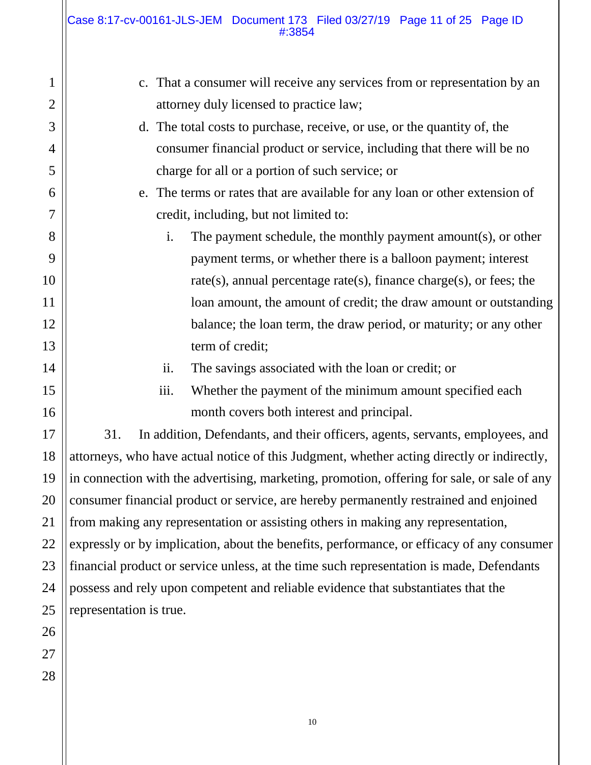c. That a consumer will receive any services from or representation by an attorney duly licensed to practice law;

d. The total costs to purchase, receive, or use, or the quantity of, the consumer financial product or service, including that there will be no charge for all or a portion of such service; or

e. The terms or rates that are available for any loan or other extension of credit, including, but not limited to:

   i. The payment schedule, the monthly payment amount(s), or other payment terms, or whether there is a balloon payment; interest rate(s), annual percentage rate(s), finance charge(s), or fees; the loan amount, the amount of credit; the draw amount or outstanding balance; the loan term, the draw period, or maturity; or any other term of credit;

   ii. The savings associated with the loan or credit; or

   iii. Whether the payment of the minimum amount specified each month covers both interest and principal.

31. In addition, Defendants, and their officers, agents, servants, employees, and attorneys, who have actual notice of this Judgment, whether acting directly or indirectly, in connection with the advertising, marketing, promotion, offering for sale, or sale of any consumer financial product or service, are hereby permanently restrained and enjoined from making any representation or assisting others in making any representation, expressly or by implication, about the benefits, performance, or efficacy of any consumer financial product or service unless, at the time such representation is made, Defendants possess and rely upon competent and reliable evidence that substantiates that the representation is true.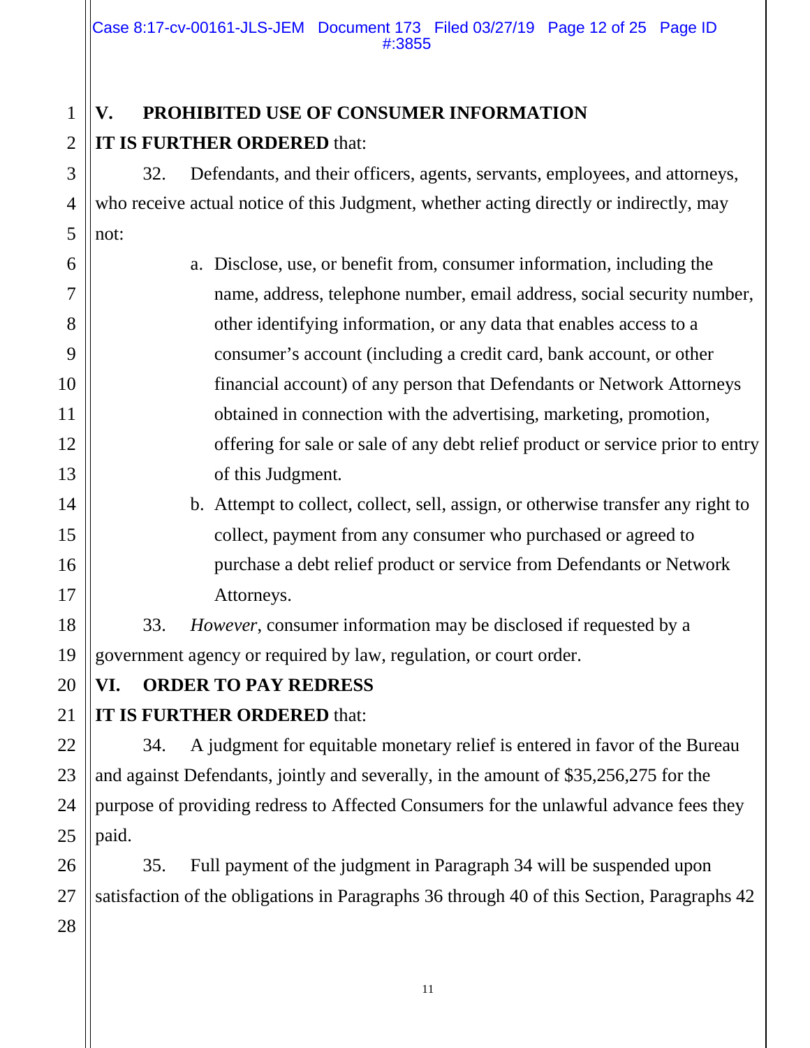## V. PROHIBITED USE OF CONSUMER INFORMATION

**IT IS FURTHER ORDERED** that:

32. Defendants, and their officers, agents, servants, employees, and attorneys, who receive actual notice of this Judgment, whether acting directly or indirectly, may not:

a. Disclose, use, or benefit from, consumer information, including the name, address, telephone number, email address, social security number, other identifying information, or any data that enables access to a consumer's account (including a credit card, bank account, or other financial account) of any person that Defendants or Network Attorneys obtained in connection with the advertising, marketing, promotion, offering for sale or sale of any debt relief product or service prior to entry of this Judgment.

b. Attempt to collect, collect, sell, assign, or otherwise transfer any right to collect, payment from any consumer who purchased or agreed to purchase a debt relief product or service from Defendants or Network Attorneys.

33. *However*, consumer information may be disclosed if requested by a government agency or required by law, regulation, or court order.

## VI. ORDER TO PAY REDRESS

**IT IS FURTHER ORDERED** that:

34. A judgment for equitable monetary relief is entered in favor of the Bureau and against Defendants, jointly and severally, in the amount of $35,256,275 for the purpose of providing redress to Affected Consumers for the unlawful advance fees they paid.

35. Full payment of the judgment in Paragraph 34 will be suspended upon satisfaction of the obligations in Paragraphs 36 through 40 of this Section, Paragraphs 42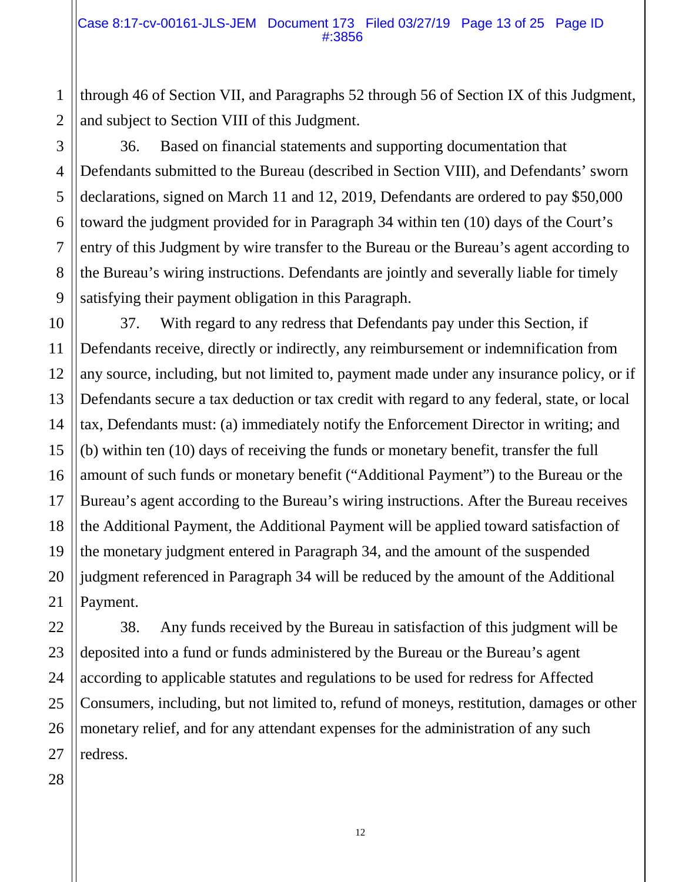through 46 of Section VII, and Paragraphs 52 through 56 of Section IX of this Judgment, and subject to Section VIII of this Judgment.

36. Based on financial statements and supporting documentation that Defendants submitted to the Bureau (described in Section VIII), and Defendants' sworn declarations, signed on March 11 and 12, 2019, Defendants are ordered to pay $50,000 toward the judgment provided for in Paragraph 34 within ten (10) days of the Court's entry of this Judgment by wire transfer to the Bureau or the Bureau's agent according to the Bureau's wiring instructions. Defendants are jointly and severally liable for timely satisfying their payment obligation in this Paragraph.

37. With regard to any redress that Defendants pay under this Section, if Defendants receive, directly or indirectly, any reimbursement or indemnification from any source, including, but not limited to, payment made under any insurance policy, or if Defendants secure a tax deduction or tax credit with regard to any federal, state, or local tax, Defendants must: (a) immediately notify the Enforcement Director in writing; and (b) within ten (10) days of receiving the funds or monetary benefit, transfer the full amount of such funds or monetary benefit ("Additional Payment") to the Bureau or the Bureau's agent according to the Bureau's wiring instructions. After the Bureau receives the Additional Payment, the Additional Payment will be applied toward satisfaction of the monetary judgment entered in Paragraph 34, and the amount of the suspended judgment referenced in Paragraph 34 will be reduced by the amount of the Additional Payment.

38. Any funds received by the Bureau in satisfaction of this judgment will be deposited into a fund or funds administered by the Bureau or the Bureau's agent according to applicable statutes and regulations to be used for redress for Affected Consumers, including, but not limited to, refund of moneys, restitution, damages or other monetary relief, and for any attendant expenses for the administration of any such redress.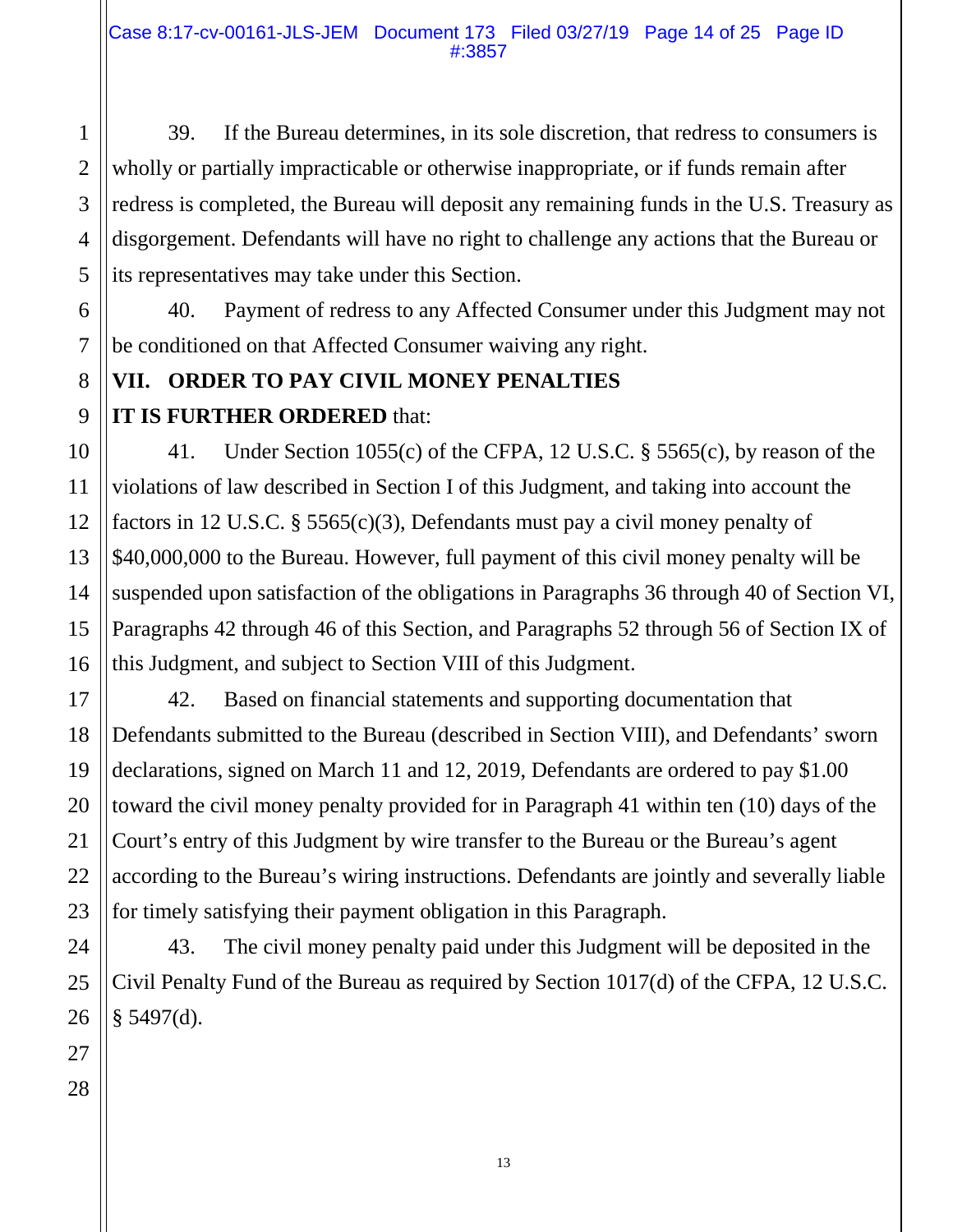39. If the Bureau determines, in its sole discretion, that redress to consumers is wholly or partially impracticable or otherwise inappropriate, or if funds remain after redress is completed, the Bureau will deposit any remaining funds in the U.S. Treasury as disgorgement. Defendants will have no right to challenge any actions that the Bureau or its representatives may take under this Section.

40. Payment of redress to any Affected Consumer under this Judgment may not be conditioned on that Affected Consumer waiving any right.

## VII. ORDER TO PAY CIVIL MONEY PENALTIES

**IT IS FURTHER ORDERED** that:

41. Under Section 1055(c) of the CFPA, 12 U.S.C. § 5565(c), by reason of the violations of law described in Section I of this Judgment, and taking into account the factors in 12 U.S.C. § 5565(c)(3), Defendants must pay a civil money penalty of $40,000,000 to the Bureau. However, full payment of this civil money penalty will be suspended upon satisfaction of the obligations in Paragraphs 36 through 40 of Section VI, Paragraphs 42 through 46 of this Section, and Paragraphs 52 through 56 of Section IX of this Judgment, and subject to Section VIII of this Judgment.

42. Based on financial statements and supporting documentation that Defendants submitted to the Bureau (described in Section VIII), and Defendants' sworn declarations, signed on March 11 and 12, 2019, Defendants are ordered to pay $1.00 toward the civil money penalty provided for in Paragraph 41 within ten (10) days of the Court's entry of this Judgment by wire transfer to the Bureau or the Bureau's agent according to the Bureau's wiring instructions. Defendants are jointly and severally liable for timely satisfying their payment obligation in this Paragraph.

43. The civil money penalty paid under this Judgment will be deposited in the Civil Penalty Fund of the Bureau as required by Section 1017(d) of the CFPA, 12 U.S.C. § 5497(d).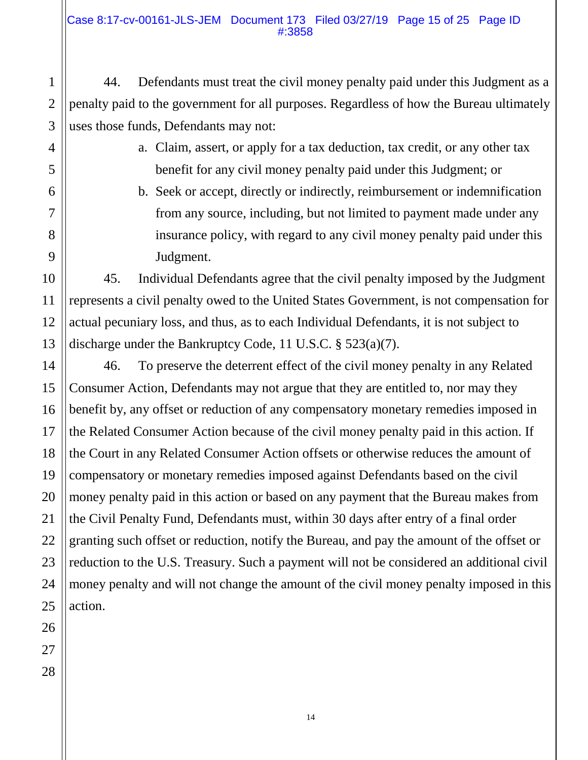44. Defendants must treat the civil money penalty paid under this Judgment as a penalty paid to the government for all purposes. Regardless of how the Bureau ultimately uses those funds, Defendants may not:

a. Claim, assert, or apply for a tax deduction, tax credit, or any other tax benefit for any civil money penalty paid under this Judgment; or

b. Seek or accept, directly or indirectly, reimbursement or indemnification from any source, including, but not limited to payment made under any insurance policy, with regard to any civil money penalty paid under this Judgment.

45. Individual Defendants agree that the civil penalty imposed by the Judgment represents a civil penalty owed to the United States Government, is not compensation for actual pecuniary loss, and thus, as to each Individual Defendants, it is not subject to discharge under the Bankruptcy Code, 11 U.S.C. § 523(a)(7).

46. To preserve the deterrent effect of the civil money penalty in any Related Consumer Action, Defendants may not argue that they are entitled to, nor may they benefit by, any offset or reduction of any compensatory monetary remedies imposed in the Related Consumer Action because of the civil money penalty paid in this action. If the Court in any Related Consumer Action offsets or otherwise reduces the amount of compensatory or monetary remedies imposed against Defendants based on the civil money penalty paid in this action or based on any payment that the Bureau makes from the Civil Penalty Fund, Defendants must, within 30 days after entry of a final order granting such offset or reduction, notify the Bureau, and pay the amount of the offset or reduction to the U.S. Treasury. Such a payment will not be considered an additional civil money penalty and will not change the amount of the civil money penalty imposed in this action.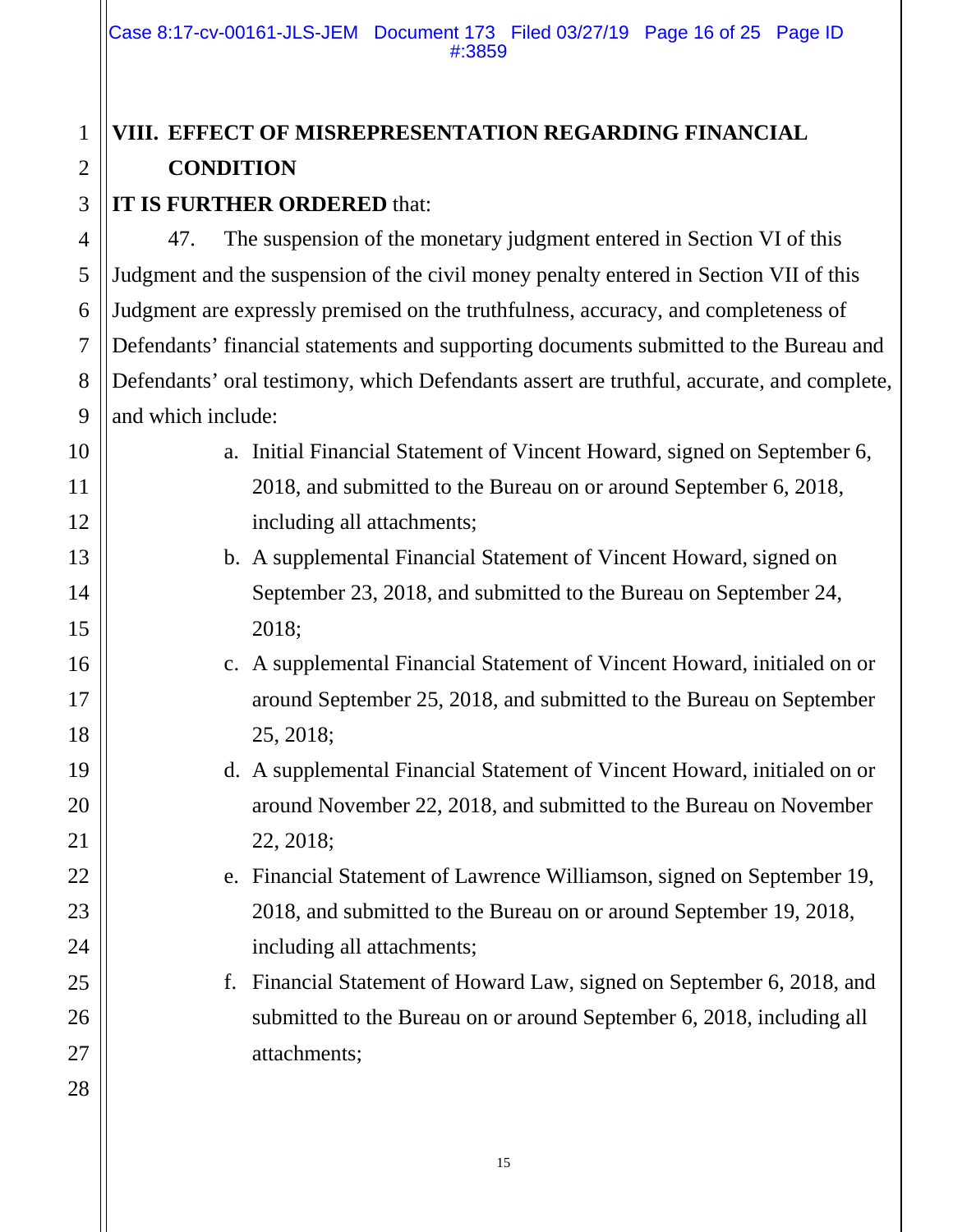## VIII. EFFECT OF MISREPRESENTATION REGARDING FINANCIAL CONDITION

**IT IS FURTHER ORDERED** that:

47. The suspension of the monetary judgment entered in Section VI of this Judgment and the suspension of the civil money penalty entered in Section VII of this Judgment are expressly premised on the truthfulness, accuracy, and completeness of Defendants' financial statements and supporting documents submitted to the Bureau and Defendants' oral testimony, which Defendants assert are truthful, accurate, and complete, and which include:

a. Initial Financial Statement of Vincent Howard, signed on September 6, 2018, and submitted to the Bureau on or around September 6, 2018, including all attachments;

b. A supplemental Financial Statement of Vincent Howard, signed on September 23, 2018, and submitted to the Bureau on September 24, 2018;

c. A supplemental Financial Statement of Vincent Howard, initialed on or around September 25, 2018, and submitted to the Bureau on September 25, 2018;

d. A supplemental Financial Statement of Vincent Howard, initialed on or around November 22, 2018, and submitted to the Bureau on November 22, 2018;

e. Financial Statement of Lawrence Williamson, signed on September 19, 2018, and submitted to the Bureau on or around September 19, 2018, including all attachments;

f. Financial Statement of Howard Law, signed on September 6, 2018, and submitted to the Bureau on or around September 6, 2018, including all attachments;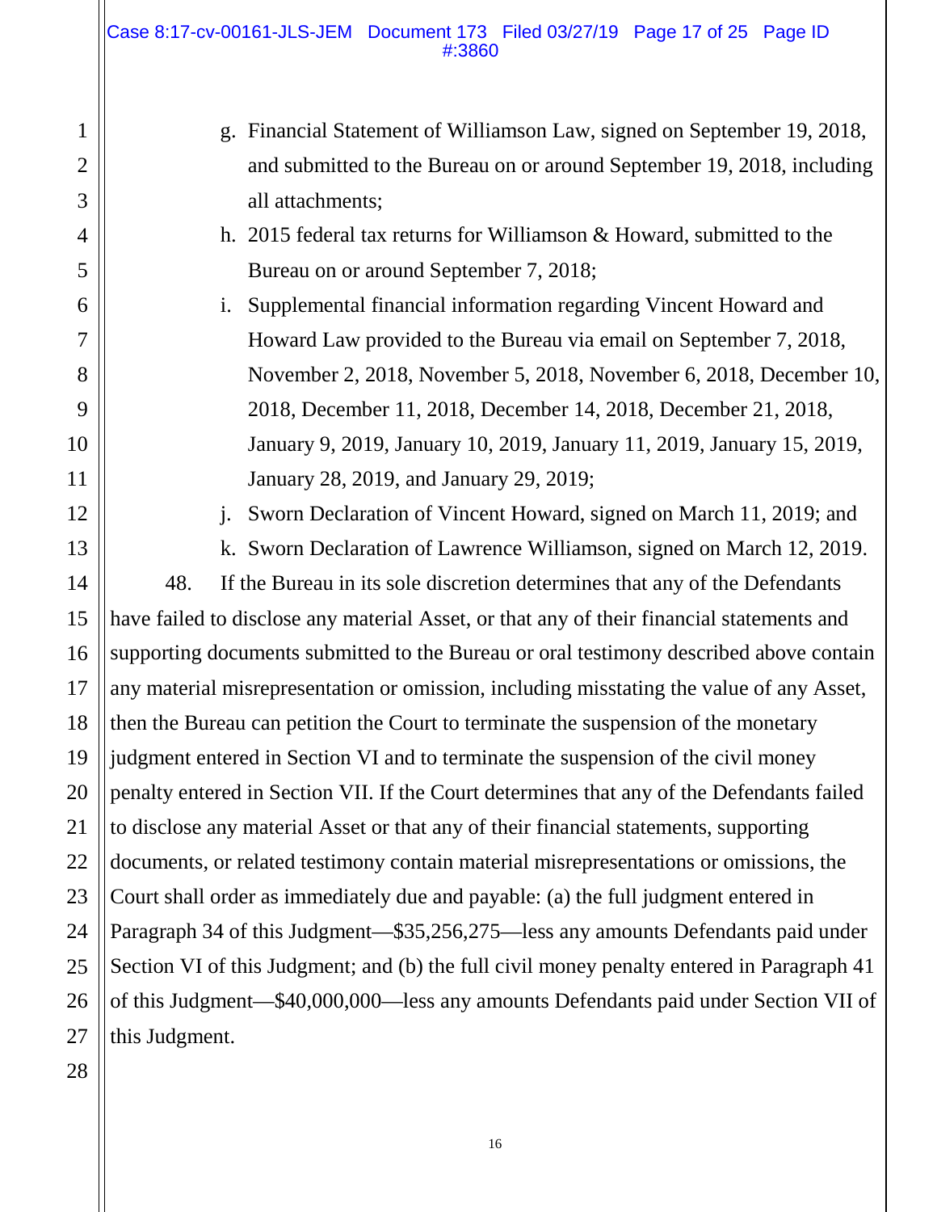g. Financial Statement of Williamson Law, signed on September 19, 2018, and submitted to the Bureau on or around September 19, 2018, including all attachments;

h. 2015 federal tax returns for Williamson & Howard, submitted to the Bureau on or around September 7, 2018;

i. Supplemental financial information regarding Vincent Howard and Howard Law provided to the Bureau via email on September 7, 2018, November 2, 2018, November 5, 2018, November 6, 2018, December 10, 2018, December 11, 2018, December 14, 2018, December 21, 2018, January 9, 2019, January 10, 2019, January 11, 2019, January 15, 2019, January 28, 2019, and January 29, 2019;

j. Sworn Declaration of Vincent Howard, signed on March 11, 2019; and

k. Sworn Declaration of Lawrence Williamson, signed on March 12, 2019.

48. If the Bureau in its sole discretion determines that any of the Defendants have failed to disclose any material Asset, or that any of their financial statements and supporting documents submitted to the Bureau or oral testimony described above contain any material misrepresentation or omission, including misstating the value of any Asset, then the Bureau can petition the Court to terminate the suspension of the monetary judgment entered in Section VI and to terminate the suspension of the civil money penalty entered in Section VII. If the Court determines that any of the Defendants failed to disclose any material Asset or that any of their financial statements, supporting documents, or related testimony contain material misrepresentations or omissions, the Court shall order as immediately due and payable: (a) the full judgment entered in Paragraph 34 of this Judgment—$35,256,275—less any amounts Defendants paid under Section VI of this Judgment; and (b) the full civil money penalty entered in Paragraph 41 of this Judgment—$40,000,000—less any amounts Defendants paid under Section VII of this Judgment.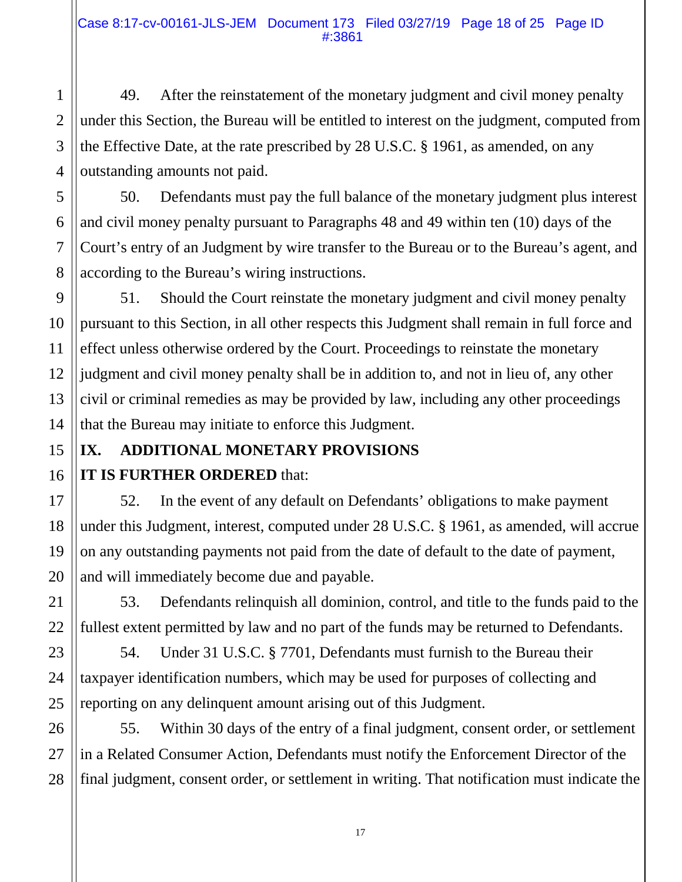49. After the reinstatement of the monetary judgment and civil money penalty under this Section, the Bureau will be entitled to interest on the judgment, computed from the Effective Date, at the rate prescribed by 28 U.S.C. § 1961, as amended, on any outstanding amounts not paid.

50. Defendants must pay the full balance of the monetary judgment plus interest and civil money penalty pursuant to Paragraphs 48 and 49 within ten (10) days of the Court's entry of an Judgment by wire transfer to the Bureau or to the Bureau's agent, and according to the Bureau's wiring instructions.

51. Should the Court reinstate the monetary judgment and civil money penalty pursuant to this Section, in all other respects this Judgment shall remain in full force and effect unless otherwise ordered by the Court. Proceedings to reinstate the monetary judgment and civil money penalty shall be in addition to, and not in lieu of, any other civil or criminal remedies as may be provided by law, including any other proceedings that the Bureau may initiate to enforce this Judgment.

## IX. ADDITIONAL MONETARY PROVISIONS

**IT IS FURTHER ORDERED** that:

52. In the event of any default on Defendants' obligations to make payment under this Judgment, interest, computed under 28 U.S.C. § 1961, as amended, will accrue on any outstanding payments not paid from the date of default to the date of payment, and will immediately become due and payable.

53. Defendants relinquish all dominion, control, and title to the funds paid to the fullest extent permitted by law and no part of the funds may be returned to Defendants.

54. Under 31 U.S.C. § 7701, Defendants must furnish to the Bureau their taxpayer identification numbers, which may be used for purposes of collecting and reporting on any delinquent amount arising out of this Judgment.

55. Within 30 days of the entry of a final judgment, consent order, or settlement in a Related Consumer Action, Defendants must notify the Enforcement Director of the final judgment, consent order, or settlement in writing. That notification must indicate the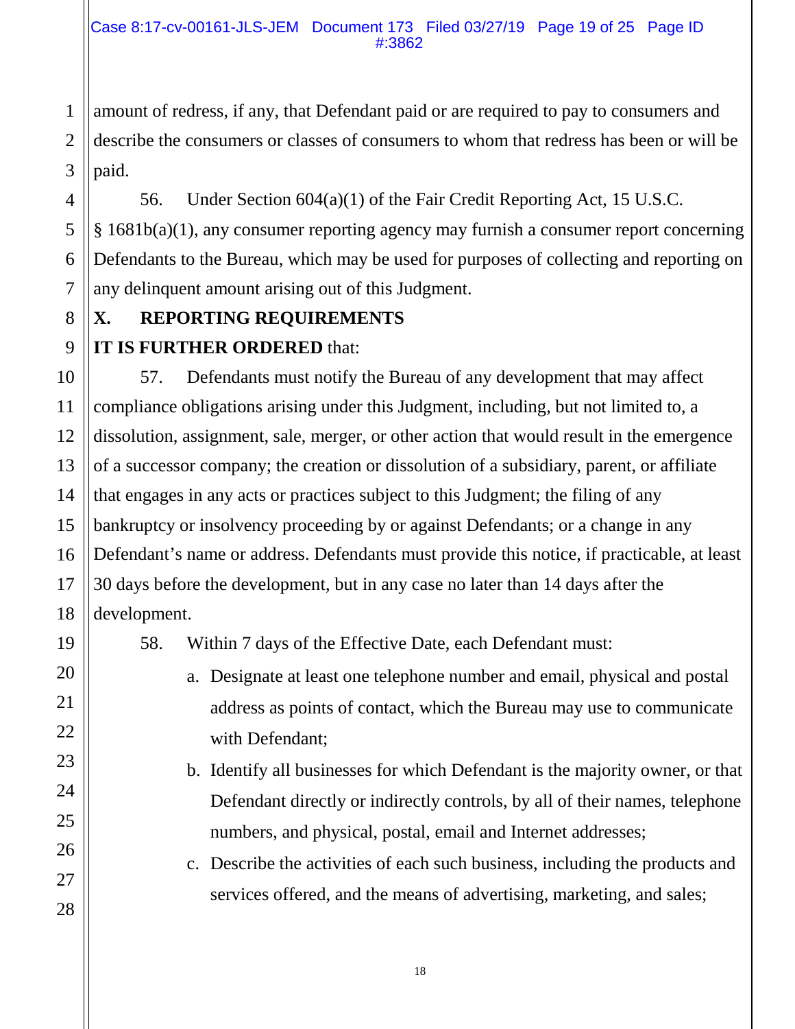amount of redress, if any, that Defendant paid or are required to pay to consumers and describe the consumers or classes of consumers to whom that redress has been or will be paid.

56. Under Section 604(a)(1) of the Fair Credit Reporting Act, 15 U.S.C. § 1681b(a)(1), any consumer reporting agency may furnish a consumer report concerning Defendants to the Bureau, which may be used for purposes of collecting and reporting on any delinquent amount arising out of this Judgment.

## X. REPORTING REQUIREMENTS

**IT IS FURTHER ORDERED** that:

57. Defendants must notify the Bureau of any development that may affect compliance obligations arising under this Judgment, including, but not limited to, a dissolution, assignment, sale, merger, or other action that would result in the emergence of a successor company; the creation or dissolution of a subsidiary, parent, or affiliate that engages in any acts or practices subject to this Judgment; the filing of any bankruptcy or insolvency proceeding by or against Defendants; or a change in any Defendant's name or address. Defendants must provide this notice, if practicable, at least 30 days before the development, but in any case no later than 14 days after the development.

58. Within 7 days of the Effective Date, each Defendant must:

a. Designate at least one telephone number and email, physical and postal address as points of contact, which the Bureau may use to communicate with Defendant;

b. Identify all businesses for which Defendant is the majority owner, or that Defendant directly or indirectly controls, by all of their names, telephone numbers, and physical, postal, email and Internet addresses;

c. Describe the activities of each such business, including the products and services offered, and the means of advertising, marketing, and sales;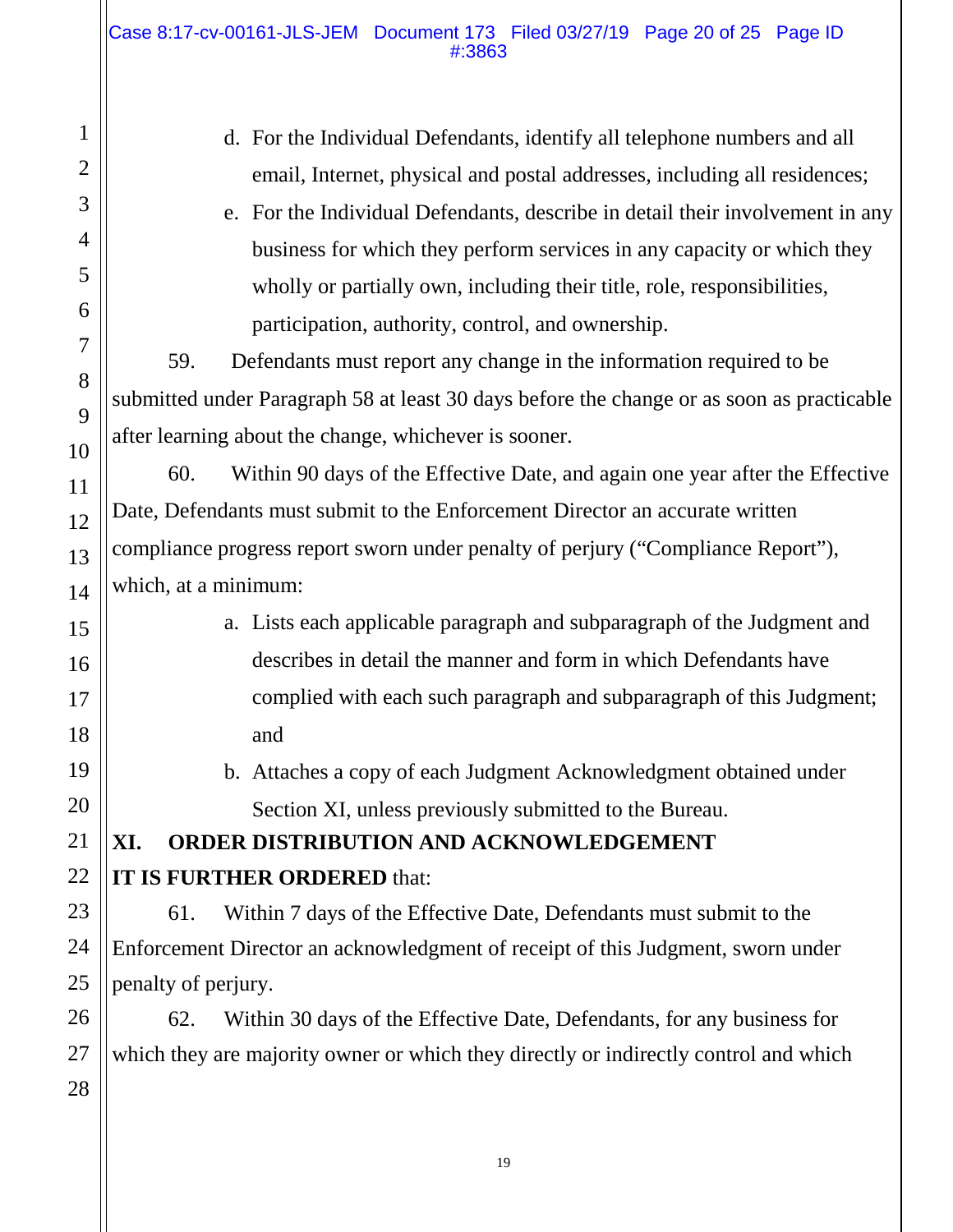d. For the Individual Defendants, identify all telephone numbers and all email, Internet, physical and postal addresses, including all residences;

e. For the Individual Defendants, describe in detail their involvement in any business for which they perform services in any capacity or which they wholly or partially own, including their title, role, responsibilities, participation, authority, control, and ownership.

59. Defendants must report any change in the information required to be submitted under Paragraph 58 at least 30 days before the change or as soon as practicable after learning about the change, whichever is sooner.

60. Within 90 days of the Effective Date, and again one year after the Effective Date, Defendants must submit to the Enforcement Director an accurate written compliance progress report sworn under penalty of perjury ("Compliance Report"), which, at a minimum:

a. Lists each applicable paragraph and subparagraph of the Judgment and describes in detail the manner and form in which Defendants have complied with each such paragraph and subparagraph of this Judgment; and

b. Attaches a copy of each Judgment Acknowledgment obtained under Section XI, unless previously submitted to the Bureau.

## XI. ORDER DISTRIBUTION AND ACKNOWLEDGEMENT

**IT IS FURTHER ORDERED** that:

61. Within 7 days of the Effective Date, Defendants must submit to the Enforcement Director an acknowledgment of receipt of this Judgment, sworn under penalty of perjury.

62. Within 30 days of the Effective Date, Defendants, for any business for which they are majority owner or which they directly or indirectly control and which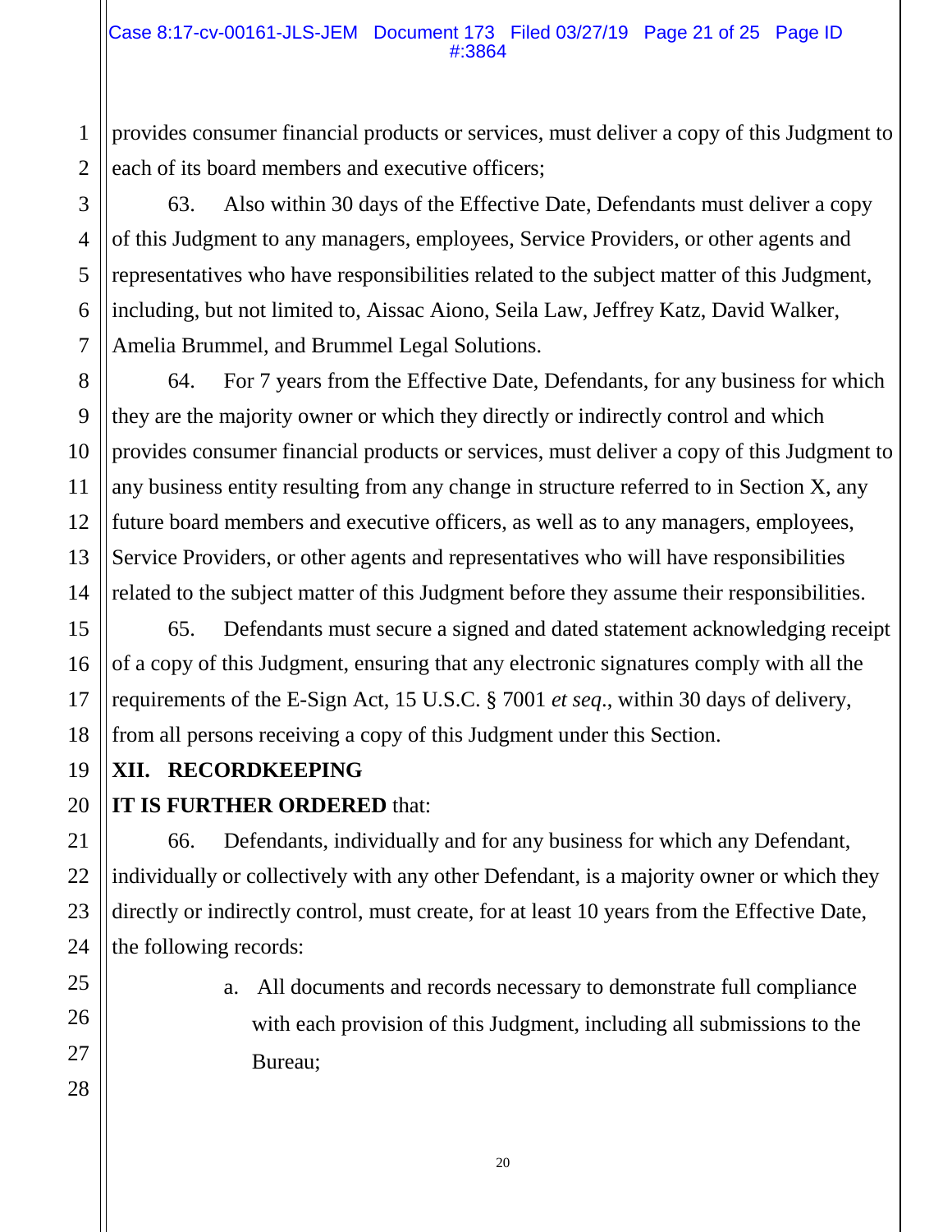provides consumer financial products or services, must deliver a copy of this Judgment to each of its board members and executive officers;

63. Also within 30 days of the Effective Date, Defendants must deliver a copy of this Judgment to any managers, employees, Service Providers, or other agents and representatives who have responsibilities related to the subject matter of this Judgment, including, but not limited to, Aissac Aiono, Seila Law, Jeffrey Katz, David Walker, Amelia Brummel, and Brummel Legal Solutions.

64. For 7 years from the Effective Date, Defendants, for any business for which they are the majority owner or which they directly or indirectly control and which provides consumer financial products or services, must deliver a copy of this Judgment to any business entity resulting from any change in structure referred to in Section X, any future board members and executive officers, as well as to any managers, employees, Service Providers, or other agents and representatives who will have responsibilities related to the subject matter of this Judgment before they assume their responsibilities.

65. Defendants must secure a signed and dated statement acknowledging receipt of a copy of this Judgment, ensuring that any electronic signatures comply with all the requirements of the E-Sign Act, 15 U.S.C. § 7001 *et seq.*, within 30 days of delivery, from all persons receiving a copy of this Judgment under this Section.

## XII. RECORDKEEPING

**IT IS FURTHER ORDERED** that:

66. Defendants, individually and for any business for which any Defendant, individually or collectively with any other Defendant, is a majority owner or which they directly or indirectly control, must create, for at least 10 years from the Effective Date, the following records:

a. All documents and records necessary to demonstrate full compliance with each provision of this Judgment, including all submissions to the Bureau;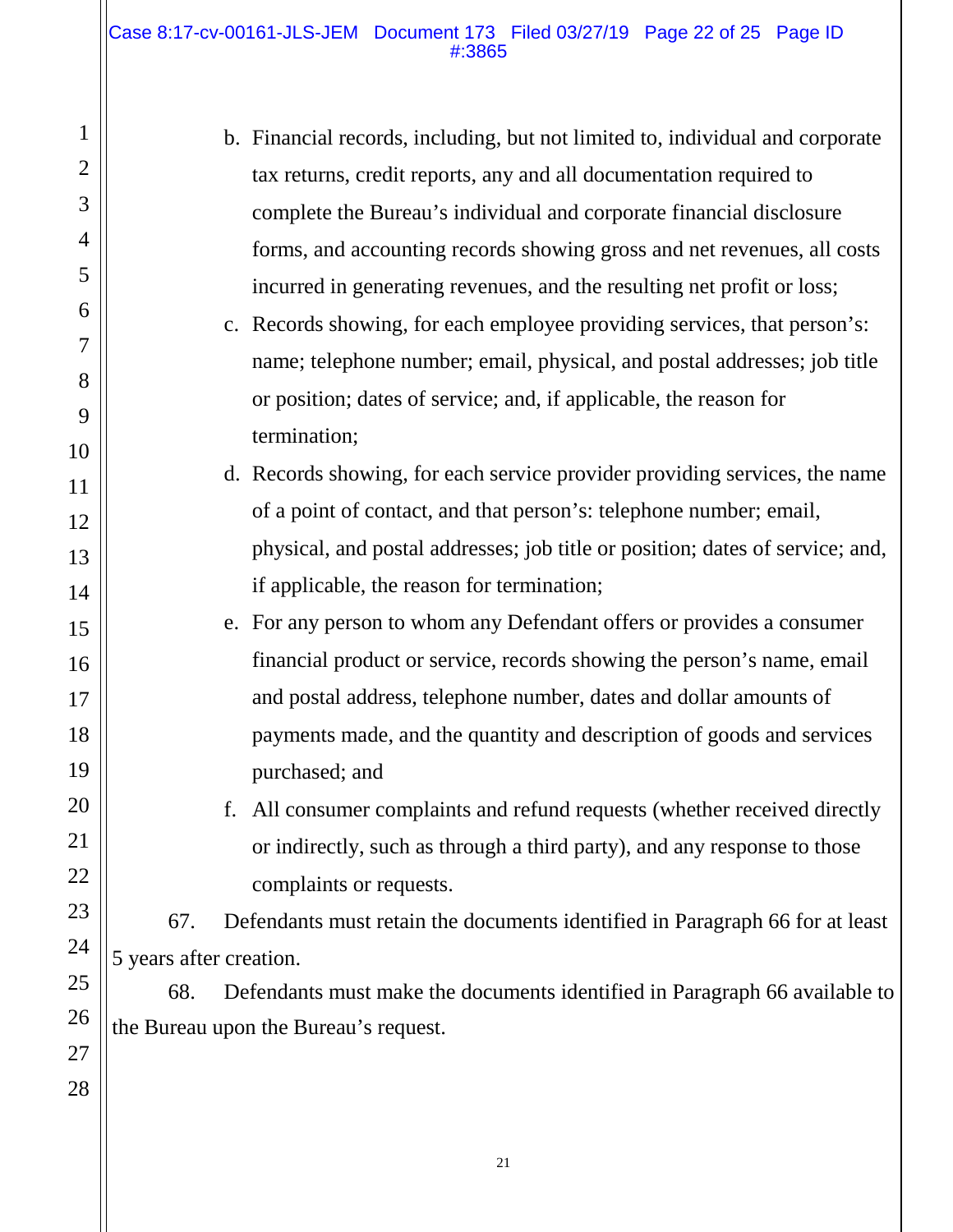b. Financial records, including, but not limited to, individual and corporate tax returns, credit reports, any and all documentation required to complete the Bureau's individual and corporate financial disclosure forms, and accounting records showing gross and net revenues, all costs incurred in generating revenues, and the resulting net profit or loss;

c. Records showing, for each employee providing services, that person's: name; telephone number; email, physical, and postal addresses; job title or position; dates of service; and, if applicable, the reason for termination;

d. Records showing, for each service provider providing services, the name of a point of contact, and that person's: telephone number; email, physical, and postal addresses; job title or position; dates of service; and, if applicable, the reason for termination;

e. For any person to whom any Defendant offers or provides a consumer financial product or service, records showing the person's name, email and postal address, telephone number, dates and dollar amounts of payments made, and the quantity and description of goods and services purchased; and

f. All consumer complaints and refund requests (whether received directly or indirectly, such as through a third party), and any response to those complaints or requests.

67. Defendants must retain the documents identified in Paragraph 66 for at least 5 years after creation.

68. Defendants must make the documents identified in Paragraph 66 available to the Bureau upon the Bureau's request.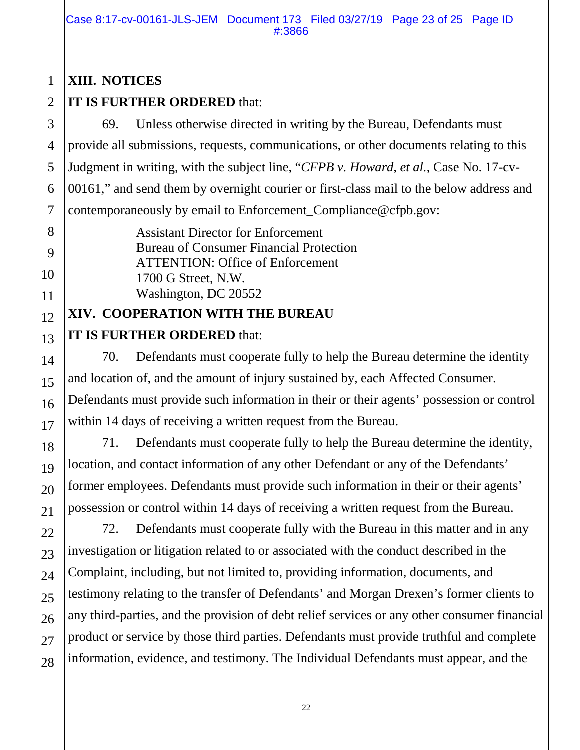## XIII. NOTICES

**IT IS FURTHER ORDERED** that:

69. Unless otherwise directed in writing by the Bureau, Defendants must provide all submissions, requests, communications, or other documents relating to this Judgment in writing, with the subject line, "*CFPB v. Howard, et al.*, Case No. 17-cv-00161," and send them by overnight courier or first-class mail to the below address and contemporaneously by email to Enforcement_Compliance@cfpb.gov:

Assistant Director for Enforcement
Bureau of Consumer Financial Protection
ATTENTION: Office of Enforcement
1700 G Street, N.W.
Washington, DC 20552

## XIV. COOPERATION WITH THE BUREAU

**IT IS FURTHER ORDERED** that:

70. Defendants must cooperate fully to help the Bureau determine the identity and location of, and the amount of injury sustained by, each Affected Consumer. Defendants must provide such information in their or their agents' possession or control within 14 days of receiving a written request from the Bureau.

71. Defendants must cooperate fully to help the Bureau determine the identity, location, and contact information of any other Defendant or any of the Defendants' former employees. Defendants must provide such information in their or their agents' possession or control within 14 days of receiving a written request from the Bureau.

72. Defendants must cooperate fully with the Bureau in this matter and in any investigation or litigation related to or associated with the conduct described in the Complaint, including, but not limited to, providing information, documents, and testimony relating to the transfer of Defendants' and Morgan Drexen's former clients to any third-parties, and the provision of debt relief services or any other consumer financial product or service by those third parties. Defendants must provide truthful and complete information, evidence, and testimony. The Individual Defendants must appear, and the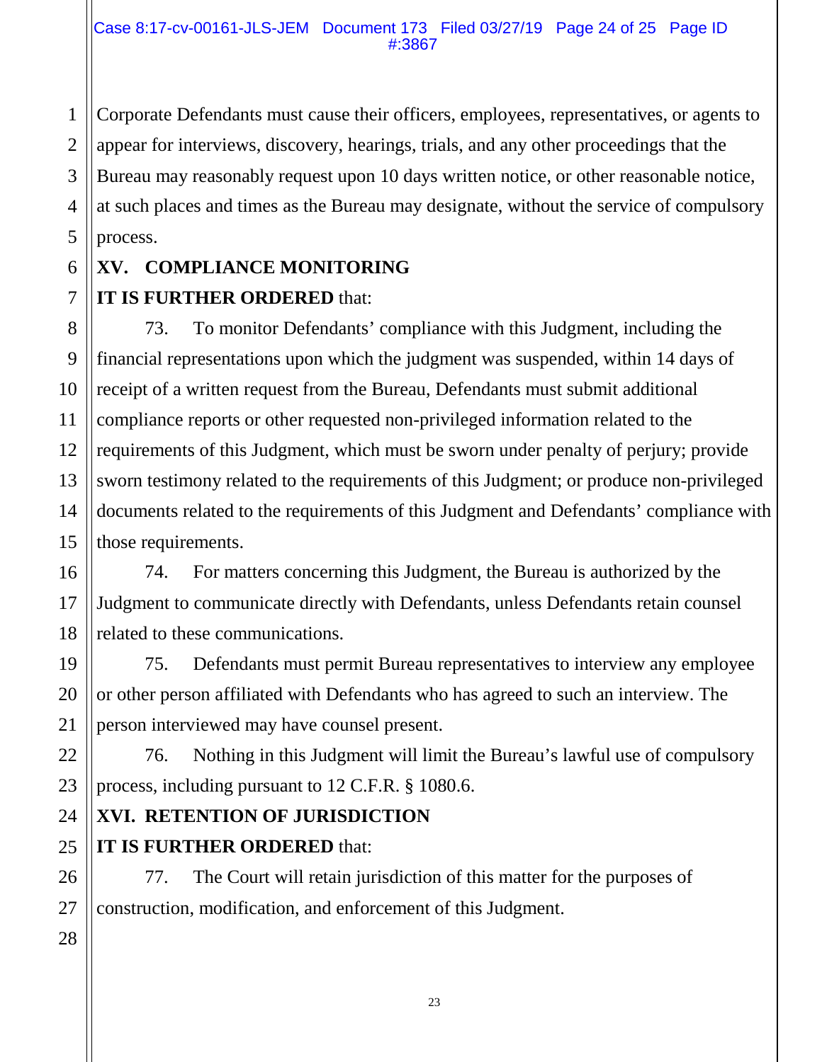Corporate Defendants must cause their officers, employees, representatives, or agents to appear for interviews, discovery, hearings, trials, and any other proceedings that the Bureau may reasonably request upon 10 days written notice, or other reasonable notice, at such places and times as the Bureau may designate, without the service of compulsory process.

## XV. COMPLIANCE MONITORING

**IT IS FURTHER ORDERED** that:

73. To monitor Defendants' compliance with this Judgment, including the financial representations upon which the judgment was suspended, within 14 days of receipt of a written request from the Bureau, Defendants must submit additional compliance reports or other requested non-privileged information related to the requirements of this Judgment, which must be sworn under penalty of perjury; provide sworn testimony related to the requirements of this Judgment; or produce non-privileged documents related to the requirements of this Judgment and Defendants' compliance with those requirements.

74. For matters concerning this Judgment, the Bureau is authorized by the Judgment to communicate directly with Defendants, unless Defendants retain counsel related to these communications.

75. Defendants must permit Bureau representatives to interview any employee or other person affiliated with Defendants who has agreed to such an interview. The person interviewed may have counsel present.

76. Nothing in this Judgment will limit the Bureau's lawful use of compulsory process, including pursuant to 12 C.F.R. § 1080.6.

## XVI. RETENTION OF JURISDICTION

**IT IS FURTHER ORDERED** that:

77. The Court will retain jurisdiction of this matter for the purposes of construction, modification, and enforcement of this Judgment.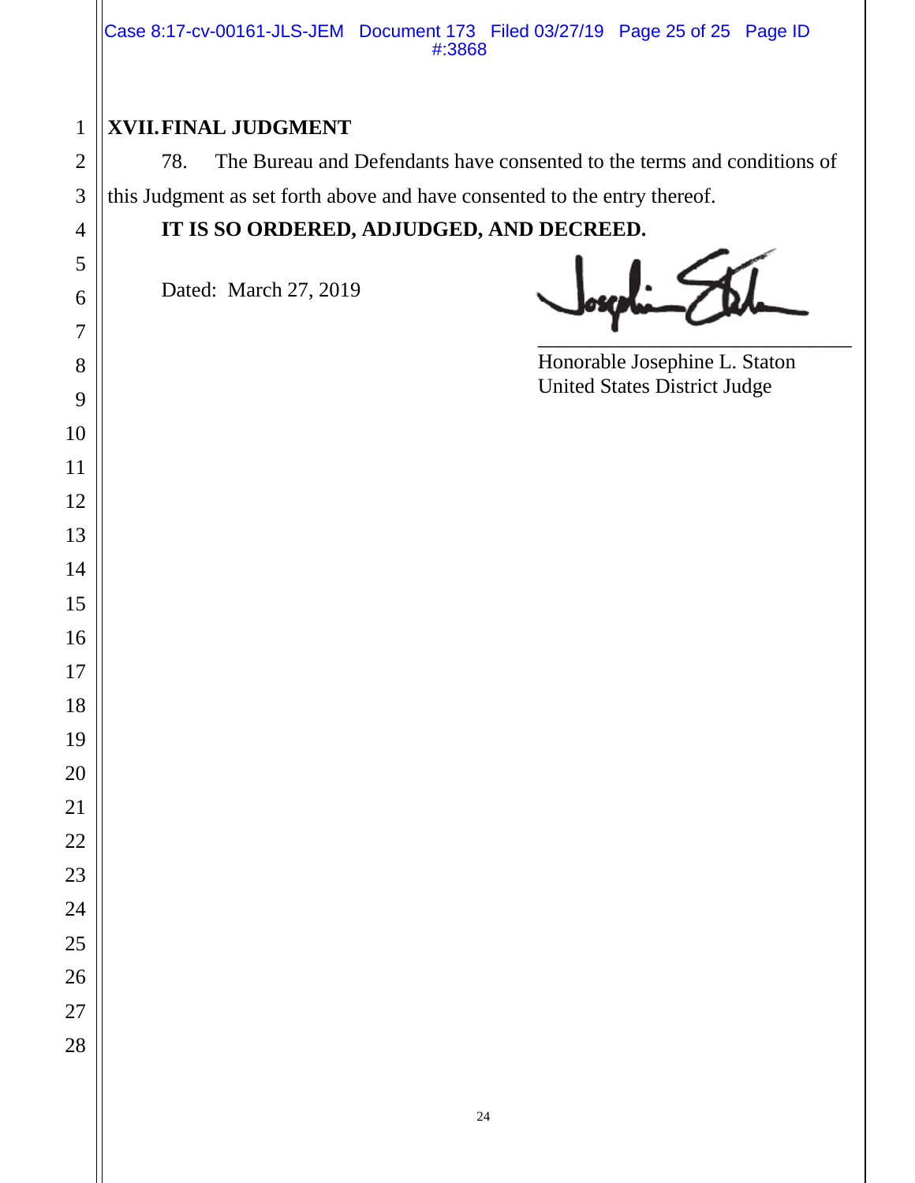## XVII. FINAL JUDGMENT

78. The Bureau and Defendants have consented to the terms and conditions of this Judgment as set forth above and have consented to the entry thereof.

**IT IS SO ORDERED, ADJUDGED, AND DECREED.**

Dated: March 27, 2019

Honorable Josephine L. Staton
United States District Judge